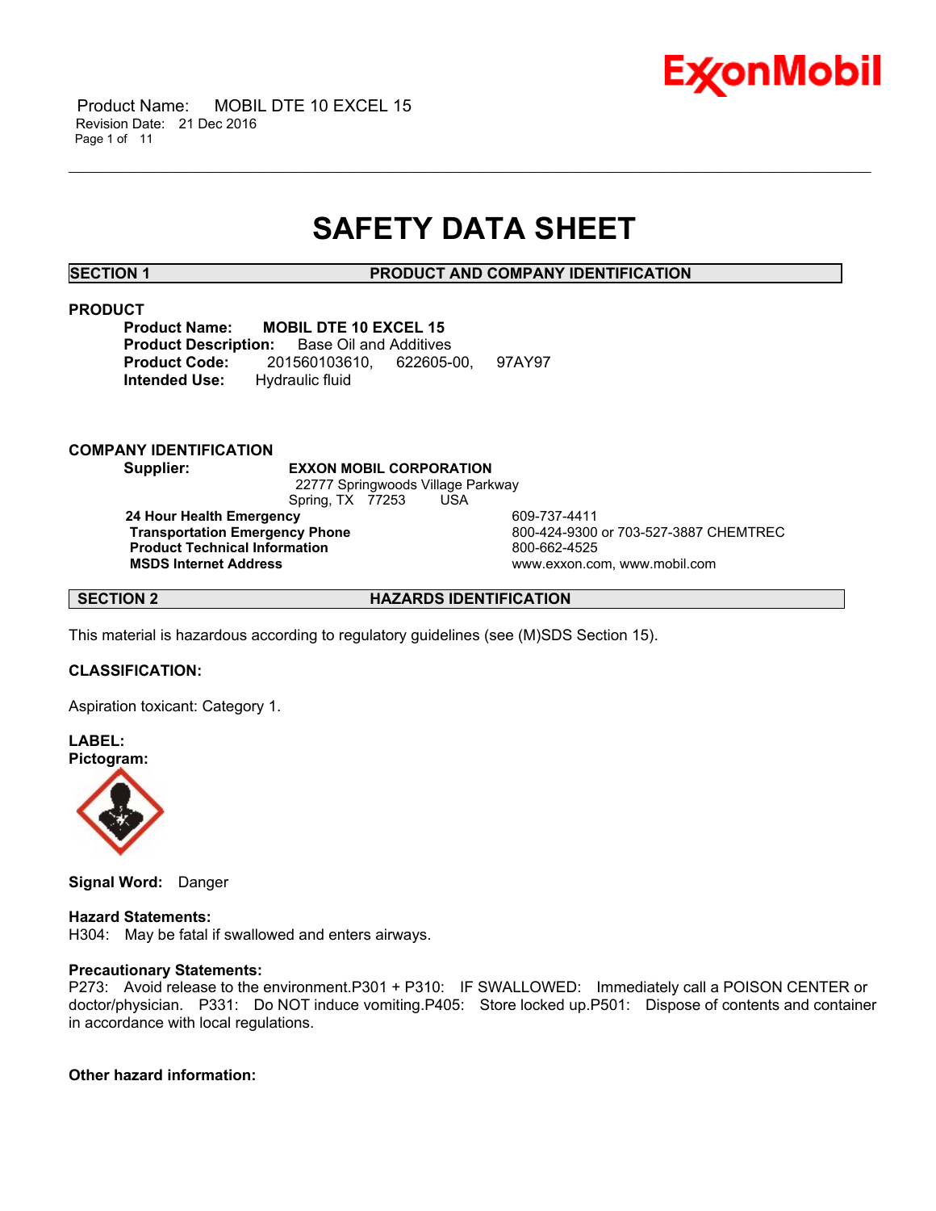Product Name: MOBIL DTE 10 EXCEL 15
Revision Date: 21 Dec 2016

# SAFETY DATA SHEET

## SECTION 1 PRODUCT AND COMPANY IDENTIFICATION

### PRODUCT

**Product Name:** **MOBIL DTE 10 EXCEL 15**
**Product Description:** Base Oil and Additives
**Product Code:** 201560103610, 622605-00, 97AY97
**Intended Use:** Hydraulic fluid

### COMPANY IDENTIFICATION

**Supplier:** **EXXON MOBIL CORPORATION**
22777 Springwoods Village Parkway
Spring, TX 77253 USA

| | |
|---|---|
| **24 Hour Health Emergency** | 609-737-4411 |
| **Transportation Emergency Phone** | 800-424-9300 or 703-527-3887 CHEMTREC |
| **Product Technical Information** | 800-662-4525 |
| **MSDS Internet Address** | www.exxon.com, www.mobil.com |

## SECTION 2 HAZARDS IDENTIFICATION

This material is hazardous according to regulatory guidelines (see (M)SDS Section 15).

**CLASSIFICATION:**

Aspiration toxicant: Category 1.

**LABEL:**
**Pictogram:**

**Signal Word:** Danger

**Hazard Statements:**
H304: May be fatal if swallowed and enters airways.

**Precautionary Statements:**
P273: Avoid release to the environment.P301 + P310: IF SWALLOWED: Immediately call a POISON CENTER or doctor/physician. P331: Do NOT induce vomiting.P405: Store locked up.P501: Dispose of contents and container in accordance with local regulations.

**Other hazard information:**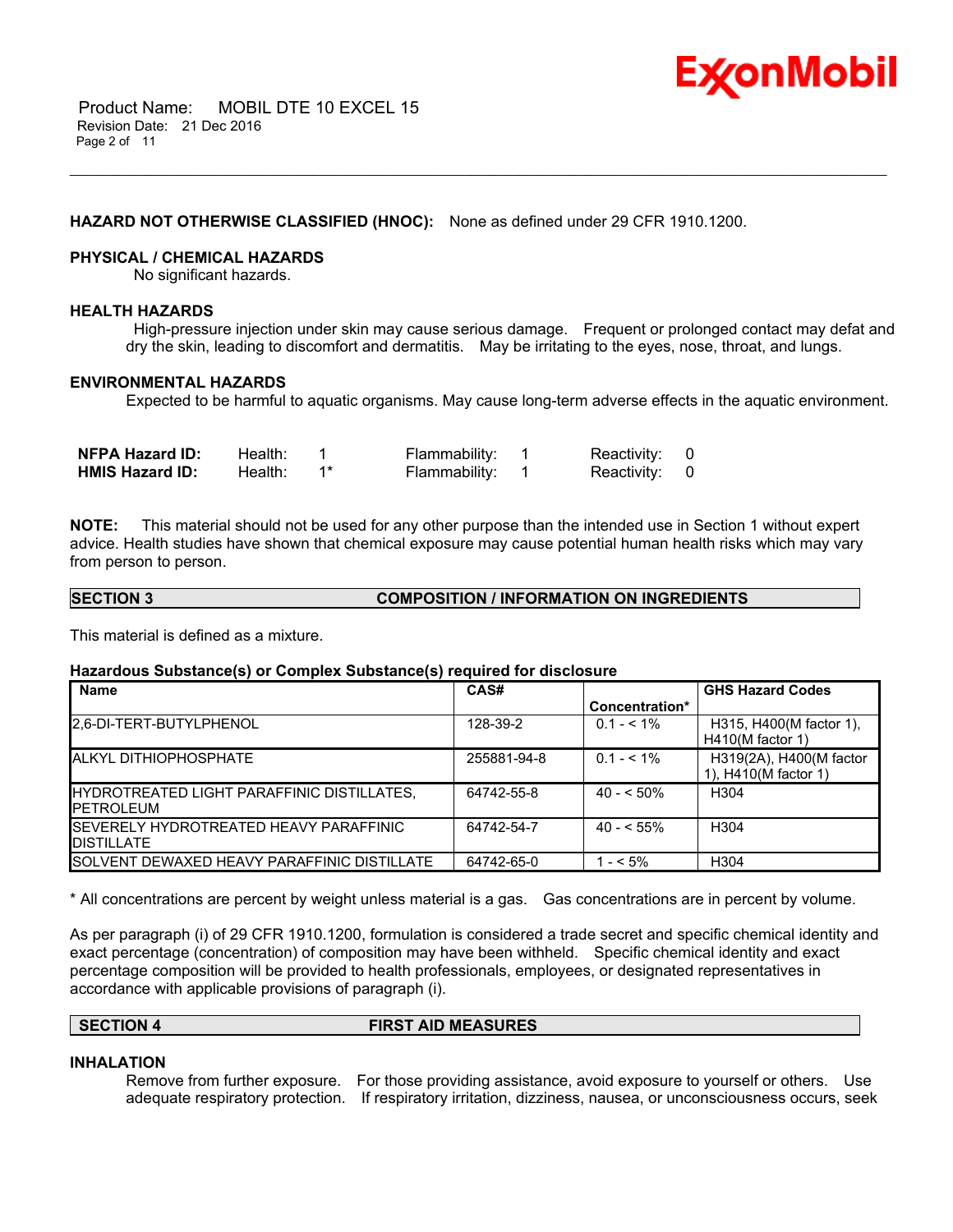**HAZARD NOT OTHERWISE CLASSIFIED (HNOC):** None as defined under 29 CFR 1910.1200.

**PHYSICAL / CHEMICAL HAZARDS**

No significant hazards.

**HEALTH HAZARDS**

High-pressure injection under skin may cause serious damage. Frequent or prolonged contact may defat and dry the skin, leading to discomfort and dermatitis. May be irritating to the eyes, nose, throat, and lungs.

**ENVIRONMENTAL HAZARDS**

Expected to be harmful to aquatic organisms. May cause long-term adverse effects in the aquatic environment.

| | | | | | | |
|---|---|---|---|---|---|---|
| **NFPA Hazard ID:** | Health: | 1 | Flammability: | 1 | Reactivity: | 0 |
| **HMIS Hazard ID:** | Health: | 1* | Flammability: | 1 | Reactivity: | 0 |

**NOTE:** This material should not be used for any other purpose than the intended use in Section 1 without expert advice. Health studies have shown that chemical exposure may cause potential human health risks which may vary from person to person.

## SECTION 3 COMPOSITION / INFORMATION ON INGREDIENTS

This material is defined as a mixture.

**Hazardous Substance(s) or Complex Substance(s) required for disclosure**

| Name | CAS# | Concentration* | GHS Hazard Codes |
|---|---|---|---|
| 2,6-DI-TERT-BUTYLPHENOL | 128-39-2 | 0.1 - < 1% | H315, H400(M factor 1), H410(M factor 1) |
| ALKYL DITHIOPHOSPHATE | 255881-94-8 | 0.1 - < 1% | H319(2A), H400(M factor 1), H410(M factor 1) |
| HYDROTREATED LIGHT PARAFFINIC DISTILLATES, PETROLEUM | 64742-55-8 | 40 - < 50% | H304 |
| SEVERELY HYDROTREATED HEAVY PARAFFINIC DISTILLATE | 64742-54-7 | 40 - < 55% | H304 |
| SOLVENT DEWAXED HEAVY PARAFFINIC DISTILLATE | 64742-65-0 | 1 - < 5% | H304 |

* All concentrations are percent by weight unless material is a gas. Gas concentrations are in percent by volume.

As per paragraph (i) of 29 CFR 1910.1200, formulation is considered a trade secret and specific chemical identity and exact percentage (concentration) of composition may have been withheld. Specific chemical identity and exact percentage composition will be provided to health professionals, employees, or designated representatives in accordance with applicable provisions of paragraph (i).

## SECTION 4 FIRST AID MEASURES

**INHALATION**

Remove from further exposure. For those providing assistance, avoid exposure to yourself or others. Use adequate respiratory protection. If respiratory irritation, dizziness, nausea, or unconsciousness occurs, seek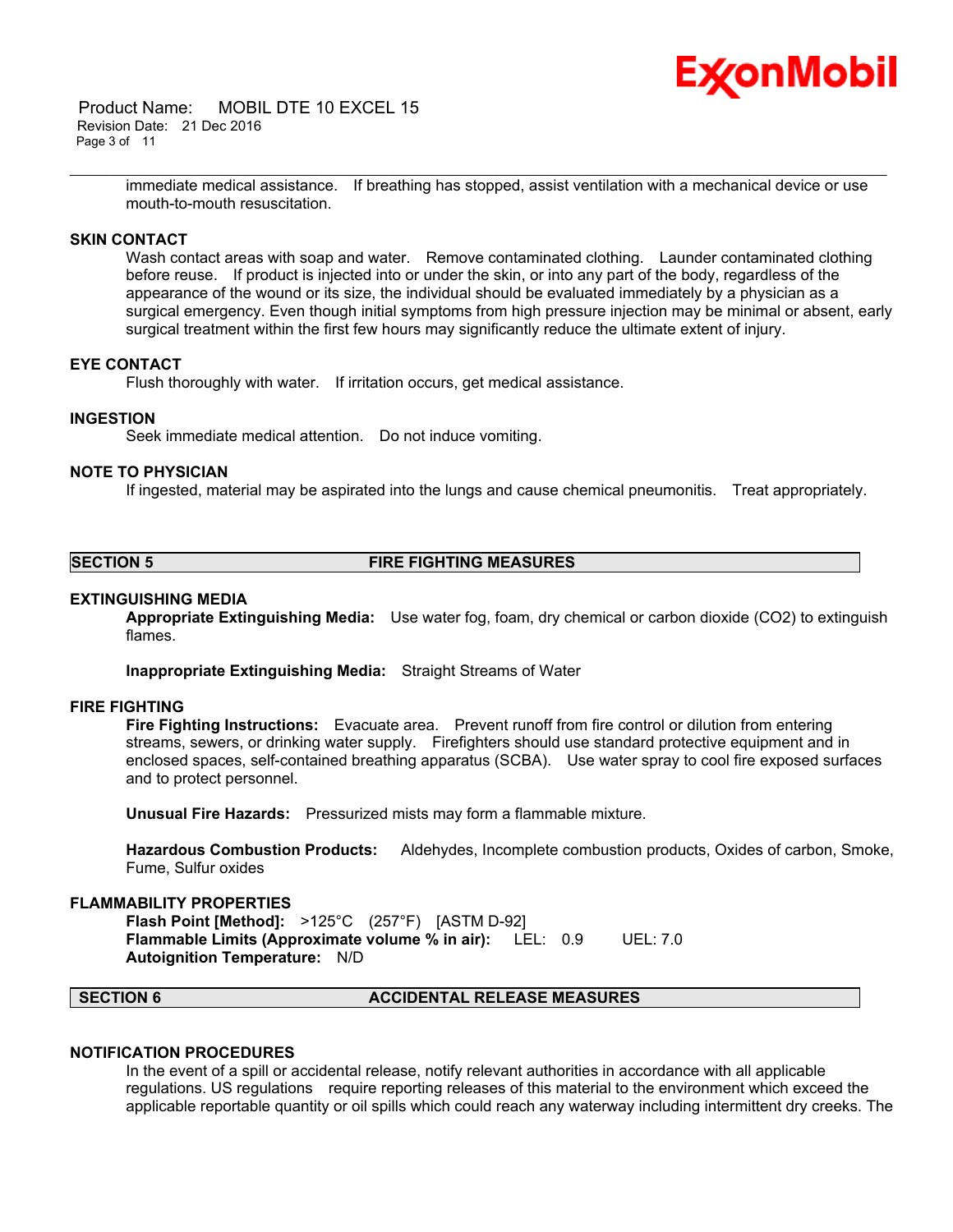immediate medical assistance. If breathing has stopped, assist ventilation with a mechanical device or use mouth-to-mouth resuscitation.

### SKIN CONTACT

Wash contact areas with soap and water. Remove contaminated clothing. Launder contaminated clothing before reuse. If product is injected into or under the skin, or into any part of the body, regardless of the appearance of the wound or its size, the individual should be evaluated immediately by a physician as a surgical emergency. Even though initial symptoms from high pressure injection may be minimal or absent, early surgical treatment within the first few hours may significantly reduce the ultimate extent of injury.

### EYE CONTACT

Flush thoroughly with water. If irritation occurs, get medical assistance.

### INGESTION

Seek immediate medical attention. Do not induce vomiting.

### NOTE TO PHYSICIAN

If ingested, material may be aspirated into the lungs and cause chemical pneumonitis. Treat appropriately.

## SECTION 5 FIRE FIGHTING MEASURES

### EXTINGUISHING MEDIA

**Appropriate Extinguishing Media:** Use water fog, foam, dry chemical or carbon dioxide ($CO_2$) to extinguish flames.

**Inappropriate Extinguishing Media:** Straight Streams of Water

### FIRE FIGHTING

**Fire Fighting Instructions:** Evacuate area. Prevent runoff from fire control or dilution from entering streams, sewers, or drinking water supply. Firefighters should use standard protective equipment and in enclosed spaces, self-contained breathing apparatus (SCBA). Use water spray to cool fire exposed surfaces and to protect personnel.

**Unusual Fire Hazards:** Pressurized mists may form a flammable mixture.

**Hazardous Combustion Products:** Aldehydes, Incomplete combustion products, Oxides of carbon, Smoke, Fume, Sulfur oxides

### FLAMMABILITY PROPERTIES

**Flash Point [Method]:** >125°C (257°F) [ASTM D-92]
**Flammable Limits (Approximate volume % in air):** LEL: 0.9 UEL: 7.0
**Autoignition Temperature:** N/D

## SECTION 6 ACCIDENTAL RELEASE MEASURES

### NOTIFICATION PROCEDURES

In the event of a spill or accidental release, notify relevant authorities in accordance with all applicable regulations. US regulations require reporting releases of this material to the environment which exceed the applicable reportable quantity or oil spills which could reach any waterway including intermittent dry creeks. The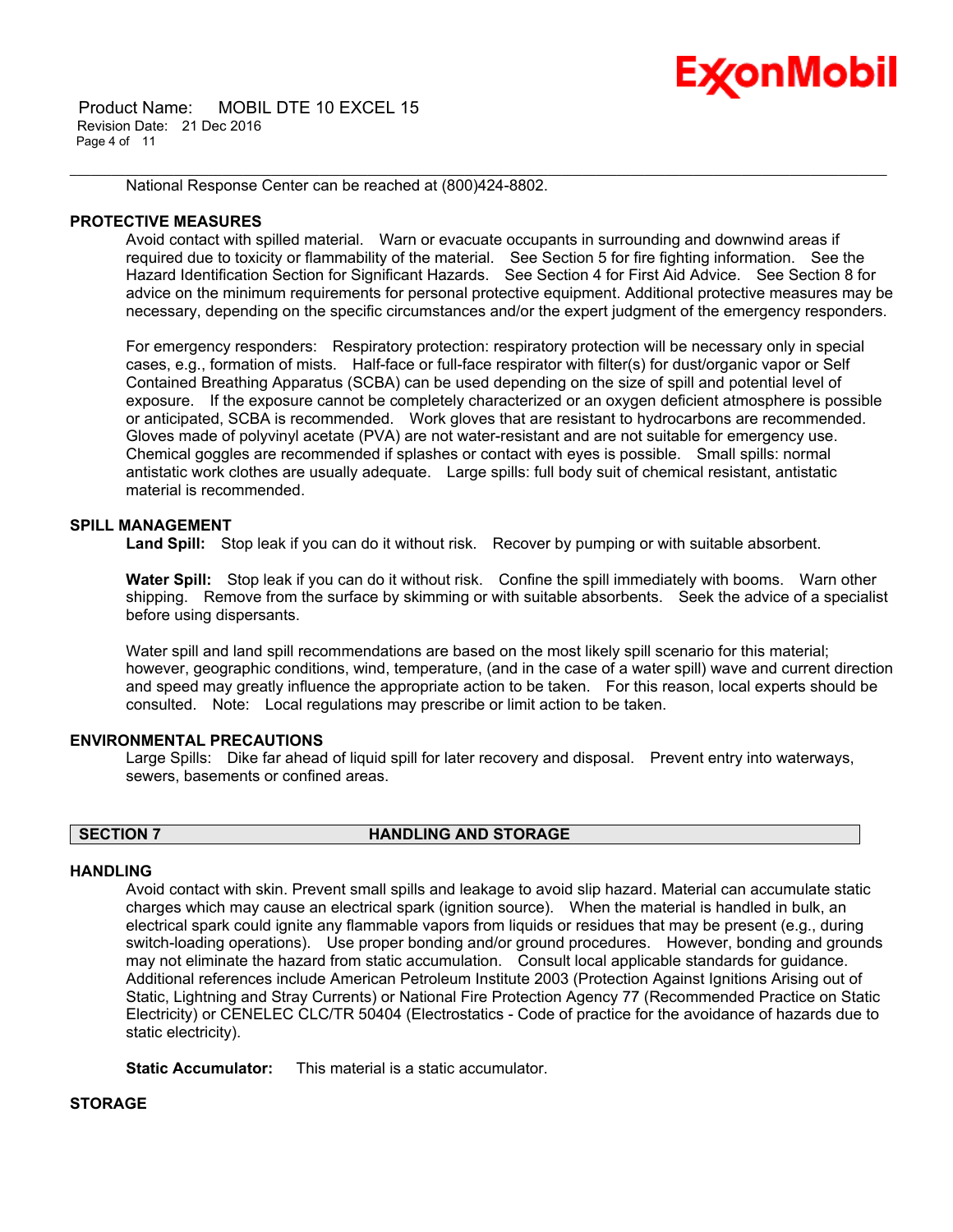National Response Center can be reached at (800)424-8802.

### PROTECTIVE MEASURES

Avoid contact with spilled material. Warn or evacuate occupants in surrounding and downwind areas if required due to toxicity or flammability of the material. See Section 5 for fire fighting information. See the Hazard Identification Section for Significant Hazards. See Section 4 for First Aid Advice. See Section 8 for advice on the minimum requirements for personal protective equipment. Additional protective measures may be necessary, depending on the specific circumstances and/or the expert judgment of the emergency responders.

For emergency responders: Respiratory protection: respiratory protection will be necessary only in special cases, e.g., formation of mists. Half-face or full-face respirator with filter(s) for dust/organic vapor or Self Contained Breathing Apparatus (SCBA) can be used depending on the size of spill and potential level of exposure. If the exposure cannot be completely characterized or an oxygen deficient atmosphere is possible or anticipated, SCBA is recommended. Work gloves that are resistant to hydrocarbons are recommended. Gloves made of polyvinyl acetate (PVA) are not water-resistant and are not suitable for emergency use. Chemical goggles are recommended if splashes or contact with eyes is possible. Small spills: normal antistatic work clothes are usually adequate. Large spills: full body suit of chemical resistant, antistatic material is recommended.

### SPILL MANAGEMENT

**Land Spill:** Stop leak if you can do it without risk. Recover by pumping or with suitable absorbent.

**Water Spill:** Stop leak if you can do it without risk. Confine the spill immediately with booms. Warn other shipping. Remove from the surface by skimming or with suitable absorbents. Seek the advice of a specialist before using dispersants.

Water spill and land spill recommendations are based on the most likely spill scenario for this material; however, geographic conditions, wind, temperature, (and in the case of a water spill) wave and current direction and speed may greatly influence the appropriate action to be taken. For this reason, local experts should be consulted. Note: Local regulations may prescribe or limit action to be taken.

### ENVIRONMENTAL PRECAUTIONS

Large Spills: Dike far ahead of liquid spill for later recovery and disposal. Prevent entry into waterways, sewers, basements or confined areas.

## SECTION 7 HANDLING AND STORAGE

### HANDLING

Avoid contact with skin. Prevent small spills and leakage to avoid slip hazard. Material can accumulate static charges which may cause an electrical spark (ignition source). When the material is handled in bulk, an electrical spark could ignite any flammable vapors from liquids or residues that may be present (e.g., during switch-loading operations). Use proper bonding and/or ground procedures. However, bonding and grounds may not eliminate the hazard from static accumulation. Consult local applicable standards for guidance. Additional references include American Petroleum Institute 2003 (Protection Against Ignitions Arising out of Static, Lightning and Stray Currents) or National Fire Protection Agency 77 (Recommended Practice on Static Electricity) or CENELEC CLC/TR 50404 (Electrostatics - Code of practice for the avoidance of hazards due to static electricity).

**Static Accumulator:** This material is a static accumulator.

### STORAGE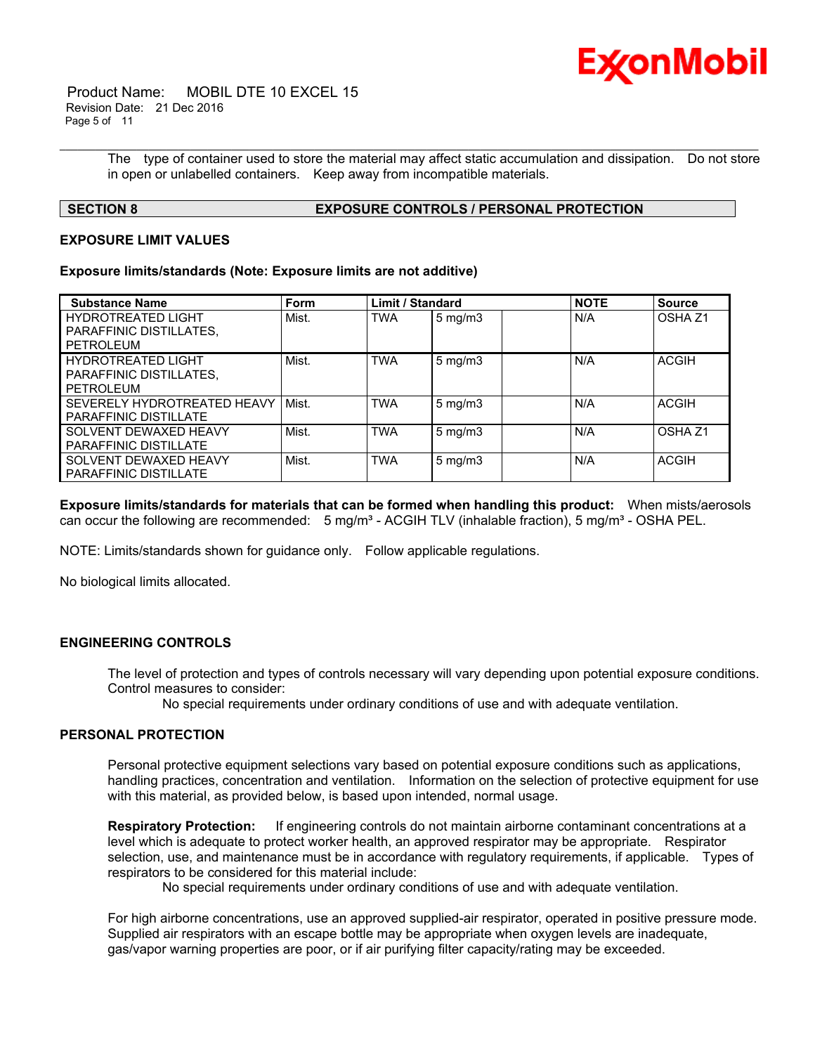The type of container used to store the material may affect static accumulation and dissipation. Do not store in open or unlabelled containers. Keep away from incompatible materials.

## SECTION 8 EXPOSURE CONTROLS / PERSONAL PROTECTION

### EXPOSURE LIMIT VALUES

**Exposure limits/standards (Note: Exposure limits are not additive)**

| Substance Name | Form | Limit / Standard | | | NOTE | Source |
|---|---|---|---|---|---|---|
| HYDROTREATED LIGHT PARAFFINIC DISTILLATES, PETROLEUM | Mist. | TWA | 5 mg/m3 | | N/A | OSHA Z1 |
| HYDROTREATED LIGHT PARAFFINIC DISTILLATES, PETROLEUM | Mist. | TWA | 5 mg/m3 | | N/A | ACGIH |
| SEVERELY HYDROTREATED HEAVY PARAFFINIC DISTILLATE | Mist. | TWA | 5 mg/m3 | | N/A | ACGIH |
| SOLVENT DEWAXED HEAVY PARAFFINIC DISTILLATE | Mist. | TWA | 5 mg/m3 | | N/A | OSHA Z1 |
| SOLVENT DEWAXED HEAVY PARAFFINIC DISTILLATE | Mist. | TWA | 5 mg/m3 | | N/A | ACGIH |

**Exposure limits/standards for materials that can be formed when handling this product:** When mists/aerosols can occur the following are recommended: 5 mg/m³ - ACGIH TLV (inhalable fraction), 5 mg/m³ - OSHA PEL.

NOTE: Limits/standards shown for guidance only. Follow applicable regulations.

No biological limits allocated.

### ENGINEERING CONTROLS

The level of protection and types of controls necessary will vary depending upon potential exposure conditions. Control measures to consider:

No special requirements under ordinary conditions of use and with adequate ventilation.

### PERSONAL PROTECTION

Personal protective equipment selections vary based on potential exposure conditions such as applications, handling practices, concentration and ventilation. Information on the selection of protective equipment for use with this material, as provided below, is based upon intended, normal usage.

**Respiratory Protection:** If engineering controls do not maintain airborne contaminant concentrations at a level which is adequate to protect worker health, an approved respirator may be appropriate. Respirator selection, use, and maintenance must be in accordance with regulatory requirements, if applicable. Types of respirators to be considered for this material include:

No special requirements under ordinary conditions of use and with adequate ventilation.

For high airborne concentrations, use an approved supplied-air respirator, operated in positive pressure mode. Supplied air respirators with an escape bottle may be appropriate when oxygen levels are inadequate, gas/vapor warning properties are poor, or if air purifying filter capacity/rating may be exceeded.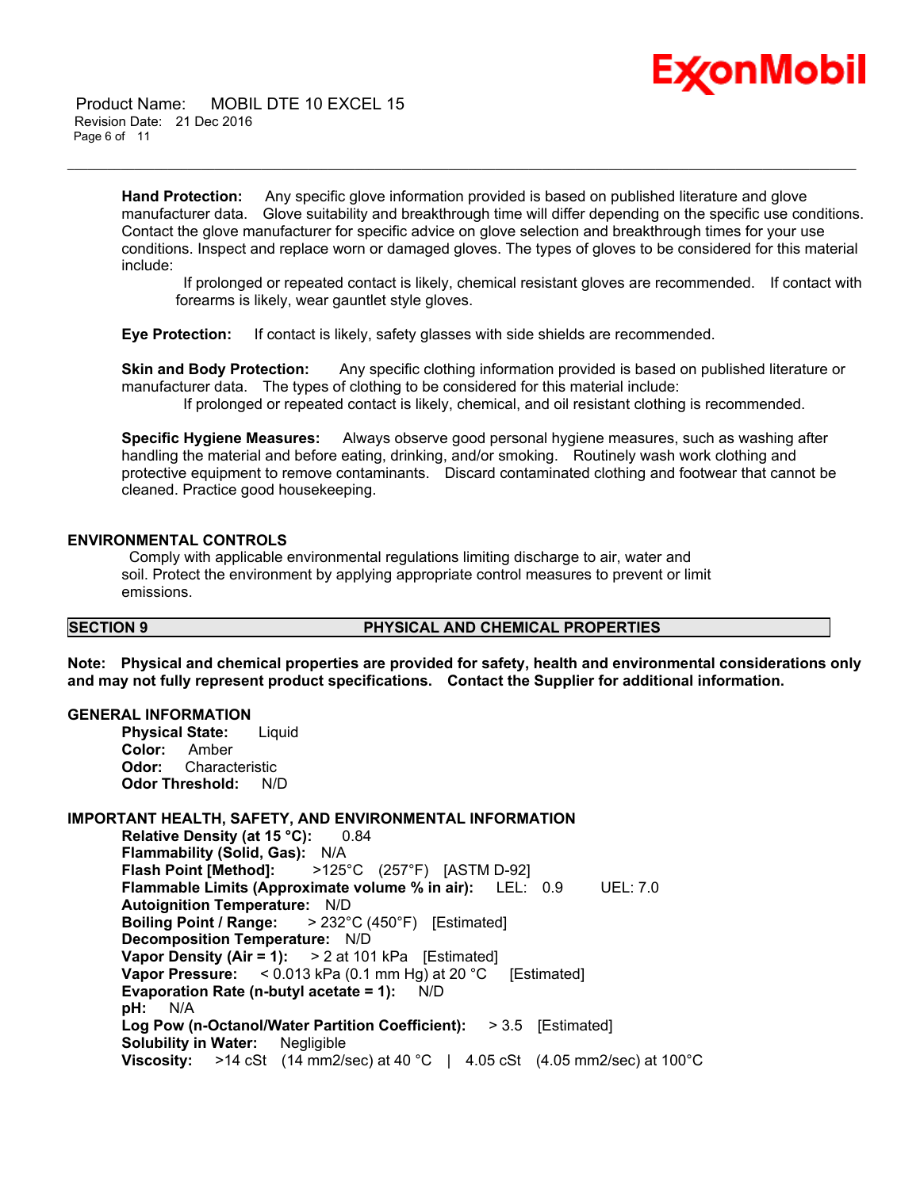**Hand Protection:** Any specific glove information provided is based on published literature and glove manufacturer data. Glove suitability and breakthrough time will differ depending on the specific use conditions. Contact the glove manufacturer for specific advice on glove selection and breakthrough times for your use conditions. Inspect and replace worn or damaged gloves. The types of gloves to be considered for this material include:

If prolonged or repeated contact is likely, chemical resistant gloves are recommended. If contact with forearms is likely, wear gauntlet style gloves.

**Eye Protection:** If contact is likely, safety glasses with side shields are recommended.

**Skin and Body Protection:** Any specific clothing information provided is based on published literature or manufacturer data. The types of clothing to be considered for this material include:

If prolonged or repeated contact is likely, chemical, and oil resistant clothing is recommended.

**Specific Hygiene Measures:** Always observe good personal hygiene measures, such as washing after handling the material and before eating, drinking, and/or smoking. Routinely wash work clothing and protective equipment to remove contaminants. Discard contaminated clothing and footwear that cannot be cleaned. Practice good housekeeping.

### ENVIRONMENTAL CONTROLS

Comply with applicable environmental regulations limiting discharge to air, water and soil. Protect the environment by applying appropriate control measures to prevent or limit emissions.

## SECTION 9 PHYSICAL AND CHEMICAL PROPERTIES

**Note: Physical and chemical properties are provided for safety, health and environmental considerations only and may not fully represent product specifications. Contact the Supplier for additional information.**

### GENERAL INFORMATION

**Physical State:** Liquid
**Color:** Amber
**Odor:** Characteristic
**Odor Threshold:** N/D

### IMPORTANT HEALTH, SAFETY, AND ENVIRONMENTAL INFORMATION

**Relative Density (at 15 °C):** 0.84
**Flammability (Solid, Gas):** N/A
**Flash Point [Method]:** >125°C (257°F) [ASTM D-92]
**Flammable Limits (Approximate volume % in air):** LEL: 0.9 UEL: 7.0
**Autoignition Temperature:** N/D
**Boiling Point / Range:** > 232°C (450°F) [Estimated]
**Decomposition Temperature:** N/D
**Vapor Density (Air = 1):** > 2 at 101 kPa [Estimated]
**Vapor Pressure:** < 0.013 kPa (0.1 mm Hg) at 20 °C [Estimated]
**Evaporation Rate (n-butyl acetate = 1):** N/D
**pH:** N/A
**Log Pow (n-Octanol/Water Partition Coefficient):** > 3.5 [Estimated]
**Solubility in Water:** Negligible
**Viscosity:** >14 cSt (14 mm2/sec) at 40 °C | 4.05 cSt (4.05 mm2/sec) at 100°C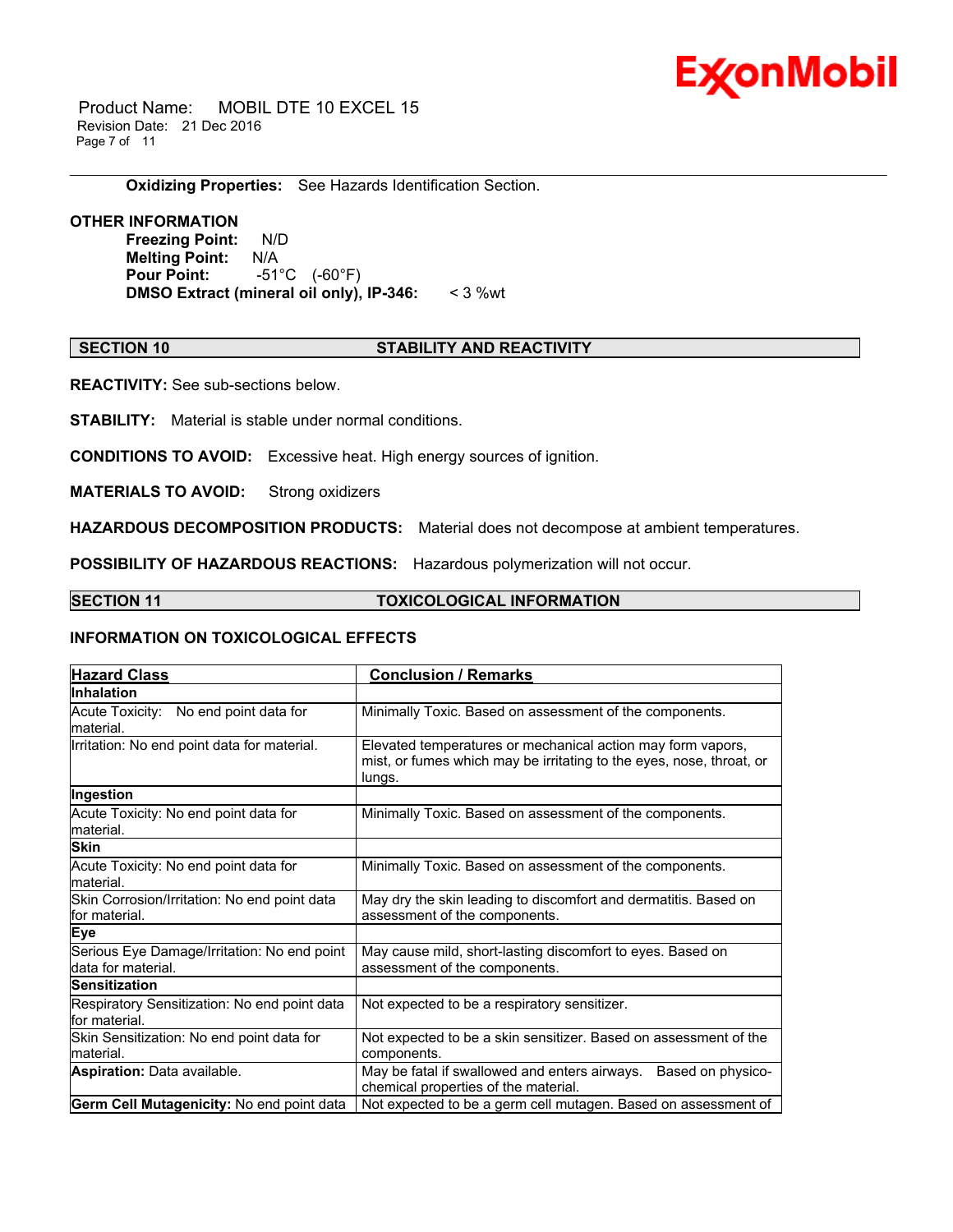**Oxidizing Properties:** See Hazards Identification Section.

**OTHER INFORMATION**

**Freezing Point:** N/D
**Melting Point:** N/A
**Pour Point:** -51°C (-60°F)
**DMSO Extract (mineral oil only), IP-346:** < 3 %wt

## SECTION 10 STABILITY AND REACTIVITY

**REACTIVITY:** See sub-sections below.

**STABILITY:** Material is stable under normal conditions.

**CONDITIONS TO AVOID:** Excessive heat. High energy sources of ignition.

**MATERIALS TO AVOID:** Strong oxidizers

**HAZARDOUS DECOMPOSITION PRODUCTS:** Material does not decompose at ambient temperatures.

**POSSIBILITY OF HAZARDOUS REACTIONS:** Hazardous polymerization will not occur.

## SECTION 11 TOXICOLOGICAL INFORMATION

### INFORMATION ON TOXICOLOGICAL EFFECTS

| Hazard Class | Conclusion / Remarks |
|---|---|
| **Inhalation** | |
| Acute Toxicity: No end point data for material. | Minimally Toxic. Based on assessment of the components. |
| Irritation: No end point data for material. | Elevated temperatures or mechanical action may form vapors, mist, or fumes which may be irritating to the eyes, nose, throat, or lungs. |
| **Ingestion** | |
| Acute Toxicity: No end point data for material. | Minimally Toxic. Based on assessment of the components. |
| **Skin** | |
| Acute Toxicity: No end point data for material. | Minimally Toxic. Based on assessment of the components. |
| Skin Corrosion/Irritation: No end point data for material. | May dry the skin leading to discomfort and dermatitis. Based on assessment of the components. |
| **Eye** | |
| Serious Eye Damage/Irritation: No end point data for material. | May cause mild, short-lasting discomfort to eyes. Based on assessment of the components. |
| **Sensitization** | |
| Respiratory Sensitization: No end point data for material. | Not expected to be a respiratory sensitizer. |
| Skin Sensitization: No end point data for material. | Not expected to be a skin sensitizer. Based on assessment of the components. |
| **Aspiration:** Data available. | May be fatal if swallowed and enters airways. Based on physico-chemical properties of the material. |
| **Germ Cell Mutagenicity:** No end point data | Not expected to be a germ cell mutagen. Based on assessment of |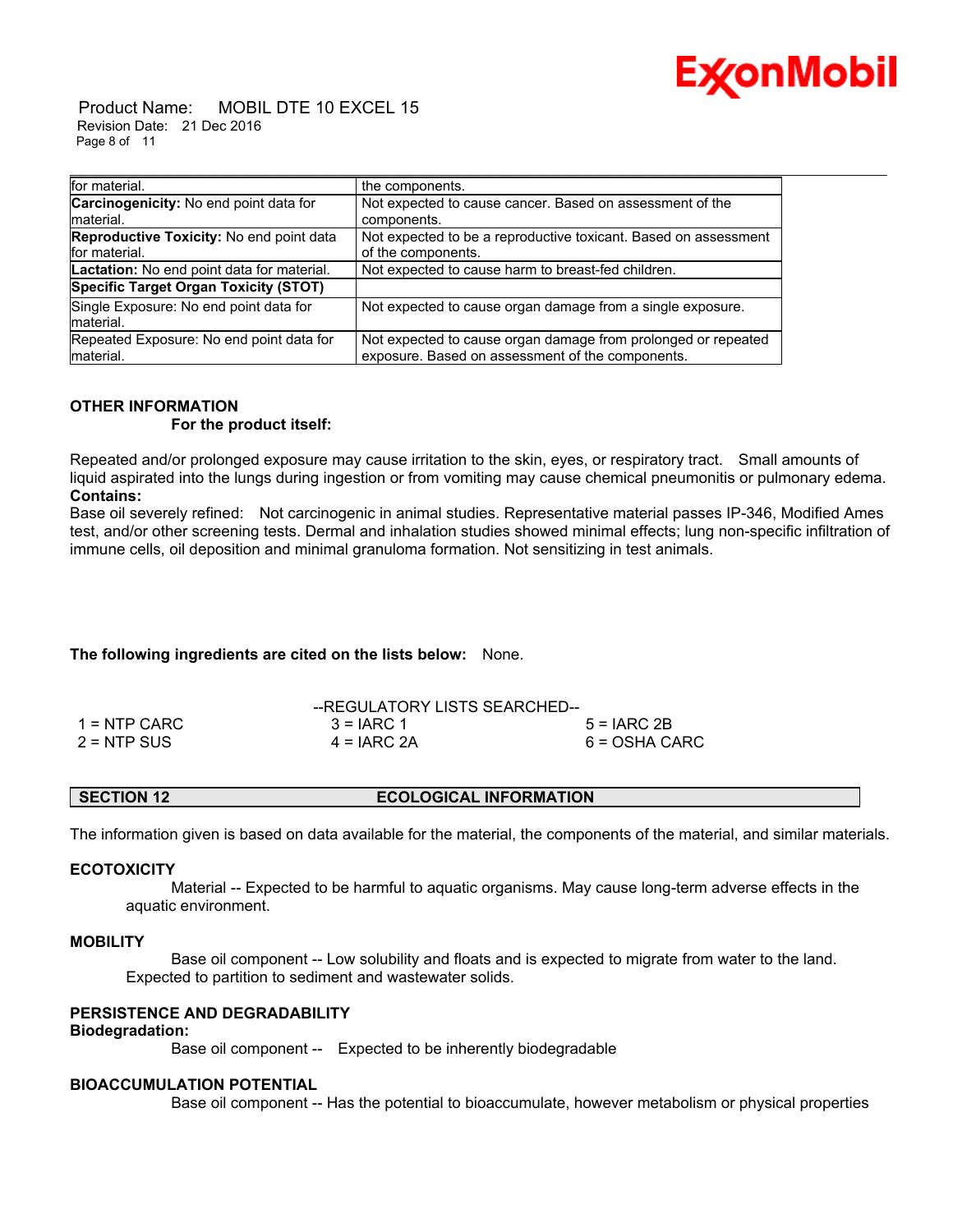| for material. | the components. |
|---|---|
| **Carcinogenicity:** No end point data for material. | Not expected to cause cancer. Based on assessment of the components. |
| **Reproductive Toxicity:** No end point data for material. | Not expected to be a reproductive toxicant. Based on assessment of the components. |
| **Lactation:** No end point data for material. | Not expected to cause harm to breast-fed children. |
| **Specific Target Organ Toxicity (STOT)** | |
| Single Exposure: No end point data for material. | Not expected to cause organ damage from a single exposure. |
| Repeated Exposure: No end point data for material. | Not expected to cause organ damage from prolonged or repeated exposure. Based on assessment of the components. |

**OTHER INFORMATION**

**For the product itself:**

Repeated and/or prolonged exposure may cause irritation to the skin, eyes, or respiratory tract. Small amounts of liquid aspirated into the lungs during ingestion or from vomiting may cause chemical pneumonitis or pulmonary edema.

**Contains:**

Base oil severely refined: Not carcinogenic in animal studies. Representative material passes IP-346, Modified Ames test, and/or other screening tests. Dermal and inhalation studies showed minimal effects; lung non-specific infiltration of immune cells, oil deposition and minimal granuloma formation. Not sensitizing in test animals.

**The following ingredients are cited on the lists below:** None.

--REGULATORY LISTS SEARCHED--

| | | |
|---|---|---|
| 1 = NTP CARC | 3 = IARC 1 | 5 = IARC 2B |
| 2 = NTP SUS | 4 = IARC 2A | 6 = OSHA CARC |

## SECTION 12 ECOLOGICAL INFORMATION

The information given is based on data available for the material, the components of the material, and similar materials.

**ECOTOXICITY**

Material -- Expected to be harmful to aquatic organisms. May cause long-term adverse effects in the aquatic environment.

**MOBILITY**

Base oil component -- Low solubility and floats and is expected to migrate from water to the land. Expected to partition to sediment and wastewater solids.

**PERSISTENCE AND DEGRADABILITY**

**Biodegradation:**

Base oil component -- Expected to be inherently biodegradable

**BIOACCUMULATION POTENTIAL**

Base oil component -- Has the potential to bioaccumulate, however metabolism or physical properties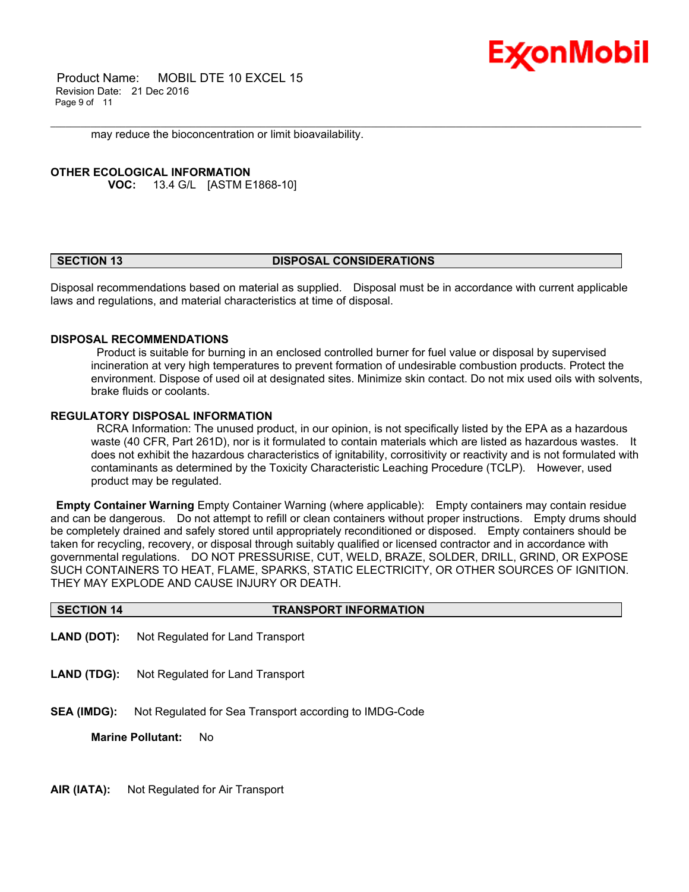may reduce the bioconcentration or limit bioavailability.

**OTHER ECOLOGICAL INFORMATION**

**VOC:** 13.4 G/L [ASTM E1868-10]

## SECTION 13 DISPOSAL CONSIDERATIONS

Disposal recommendations based on material as supplied. Disposal must be in accordance with current applicable laws and regulations, and material characteristics at time of disposal.

**DISPOSAL RECOMMENDATIONS**

Product is suitable for burning in an enclosed controlled burner for fuel value or disposal by supervised incineration at very high temperatures to prevent formation of undesirable combustion products. Protect the environment. Dispose of used oil at designated sites. Minimize skin contact. Do not mix used oils with solvents, brake fluids or coolants.

**REGULATORY DISPOSAL INFORMATION**

RCRA Information: The unused product, in our opinion, is not specifically listed by the EPA as a hazardous waste (40 CFR, Part 261D), nor is it formulated to contain materials which are listed as hazardous wastes. It does not exhibit the hazardous characteristics of ignitability, corrositivity or reactivity and is not formulated with contaminants as determined by the Toxicity Characteristic Leaching Procedure (TCLP). However, used product may be regulated.

**Empty Container Warning** Empty Container Warning (where applicable): Empty containers may contain residue and can be dangerous. Do not attempt to refill or clean containers without proper instructions. Empty drums should be completely drained and safely stored until appropriately reconditioned or disposed. Empty containers should be taken for recycling, recovery, or disposal through suitably qualified or licensed contractor and in accordance with governmental regulations. DO NOT PRESSURISE, CUT, WELD, BRAZE, SOLDER, DRILL, GRIND, OR EXPOSE SUCH CONTAINERS TO HEAT, FLAME, SPARKS, STATIC ELECTRICITY, OR OTHER SOURCES OF IGNITION. THEY MAY EXPLODE AND CAUSE INJURY OR DEATH.

## SECTION 14 TRANSPORT INFORMATION

**LAND (DOT):** Not Regulated for Land Transport

**LAND (TDG):** Not Regulated for Land Transport

**SEA (IMDG):** Not Regulated for Sea Transport according to IMDG-Code

**Marine Pollutant:** No

**AIR (IATA):** Not Regulated for Air Transport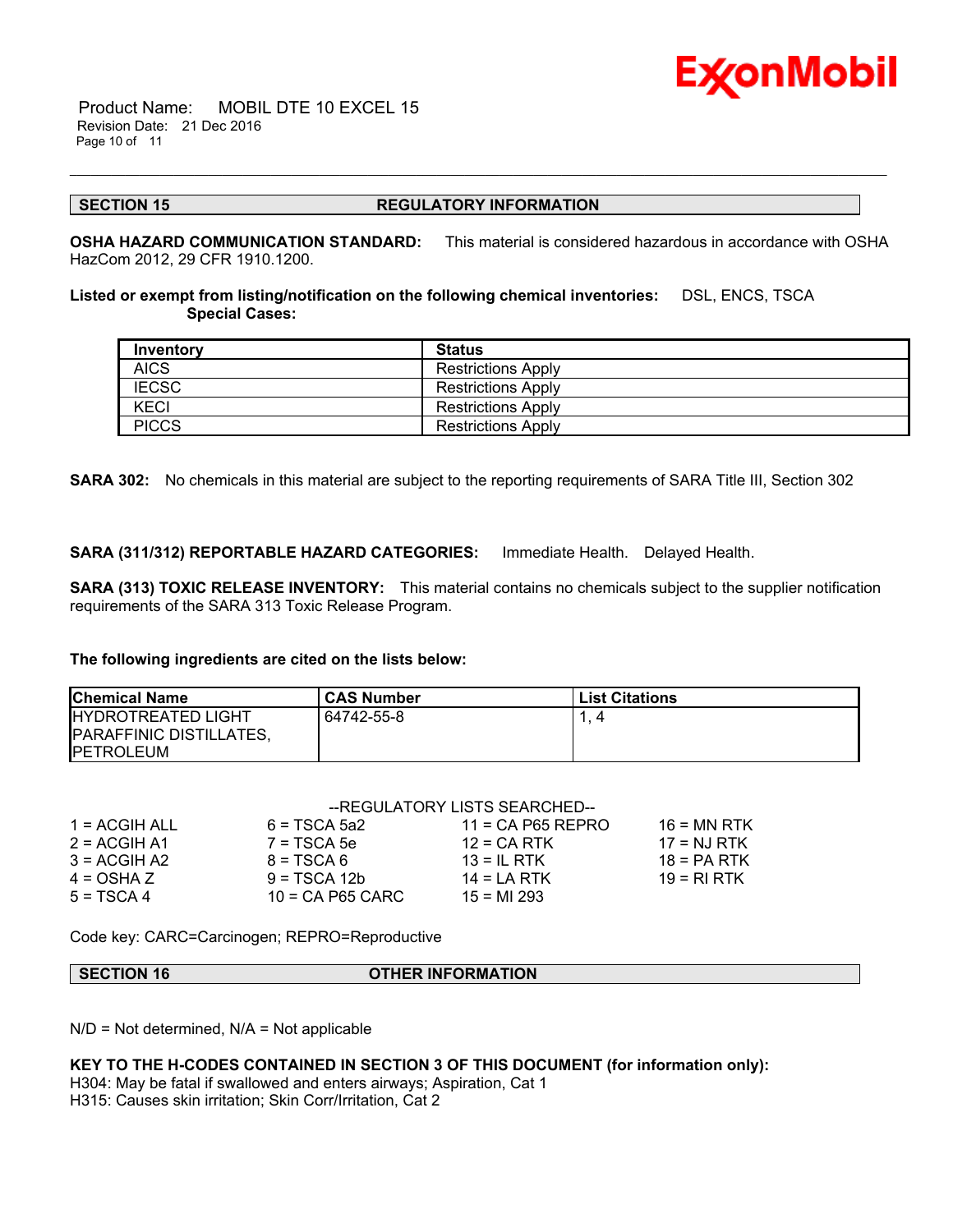## SECTION 15 REGULATORY INFORMATION

**OSHA HAZARD COMMUNICATION STANDARD:** This material is considered hazardous in accordance with OSHA HazCom 2012, 29 CFR 1910.1200.

**Listed or exempt from listing/notification on the following chemical inventories:** DSL, ENCS, TSCA
**Special Cases:**

| Inventory | Status |
|---|---|
| AICS | Restrictions Apply |
| IECSC | Restrictions Apply |
| KECI | Restrictions Apply |
| PICCS | Restrictions Apply |

**SARA 302:** No chemicals in this material are subject to the reporting requirements of SARA Title III, Section 302

**SARA (311/312) REPORTABLE HAZARD CATEGORIES:** Immediate Health. Delayed Health.

**SARA (313) TOXIC RELEASE INVENTORY:** This material contains no chemicals subject to the supplier notification requirements of the SARA 313 Toxic Release Program.

**The following ingredients are cited on the lists below:**

| Chemical Name | CAS Number | List Citations |
|---|---|---|
| HYDROTREATED LIGHT PARAFFINIC DISTILLATES, PETROLEUM | 64742-55-8 | 1, 4 |

--REGULATORY LISTS SEARCHED--

| | | | |
|---|---|---|---|
| 1 = ACGIH ALL | 6 = TSCA 5a2 | 11 = CA P65 REPRO | 16 = MN RTK |
| 2 = ACGIH A1 | 7 = TSCA 5e | 12 = CA RTK | 17 = NJ RTK |
| 3 = ACGIH A2 | 8 = TSCA 6 | 13 = IL RTK | 18 = PA RTK |
| 4 = OSHA Z | 9 = TSCA 12b | 14 = LA RTK | 19 = RI RTK |
| 5 = TSCA 4 | 10 = CA P65 CARC | 15 = MI 293 | |

Code key: CARC=Carcinogen; REPRO=Reproductive

## SECTION 16 OTHER INFORMATION

N/D = Not determined, N/A = Not applicable

**KEY TO THE H-CODES CONTAINED IN SECTION 3 OF THIS DOCUMENT (for information only):**
H304: May be fatal if swallowed and enters airways; Aspiration, Cat 1
H315: Causes skin irritation; Skin Corr/Irritation, Cat 2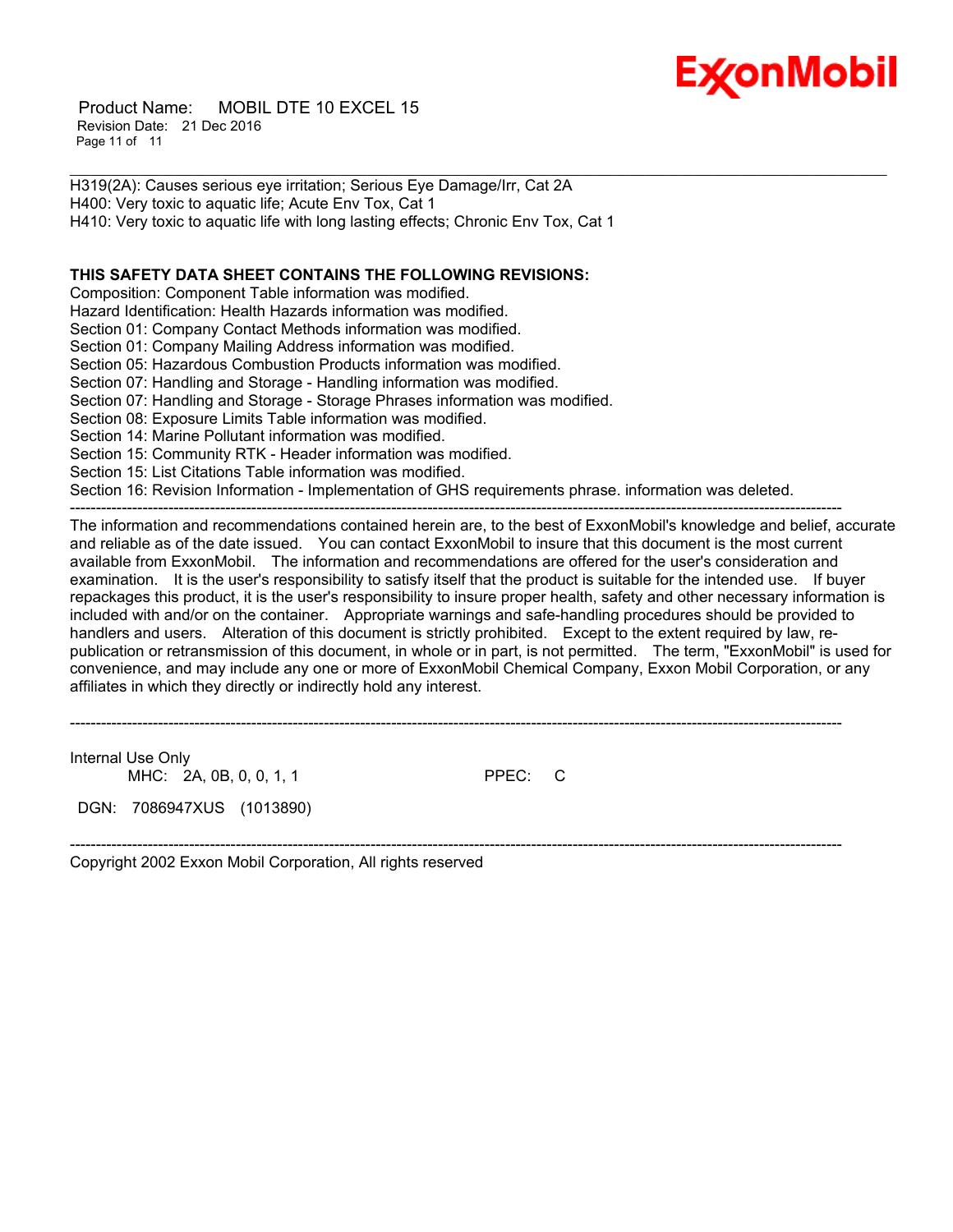H319(2A): Causes serious eye irritation; Serious Eye Damage/Irr, Cat 2A
H400: Very toxic to aquatic life; Acute Env Tox, Cat 1
H410: Very toxic to aquatic life with long lasting effects; Chronic Env Tox, Cat 1

**THIS SAFETY DATA SHEET CONTAINS THE FOLLOWING REVISIONS:**

Composition: Component Table information was modified.
Hazard Identification: Health Hazards information was modified.
Section 01: Company Contact Methods information was modified.
Section 01: Company Mailing Address information was modified.
Section 05: Hazardous Combustion Products information was modified.
Section 07: Handling and Storage - Handling information was modified.
Section 07: Handling and Storage - Storage Phrases information was modified.
Section 08: Exposure Limits Table information was modified.
Section 14: Marine Pollutant information was modified.
Section 15: Community RTK - Header information was modified.
Section 15: List Citations Table information was modified.
Section 16: Revision Information - Implementation of GHS requirements phrase. information was deleted.

---

The information and recommendations contained herein are, to the best of ExxonMobil's knowledge and belief, accurate and reliable as of the date issued. You can contact ExxonMobil to insure that this document is the most current available from ExxonMobil. The information and recommendations are offered for the user's consideration and examination. It is the user's responsibility to satisfy itself that the product is suitable for the intended use. If buyer repackages this product, it is the user's responsibility to insure proper health, safety and other necessary information is included with and/or on the container. Appropriate warnings and safe-handling procedures should be provided to handlers and users. Alteration of this document is strictly prohibited. Except to the extent required by law, re-publication or retransmission of this document, in whole or in part, is not permitted. The term, "ExxonMobil" is used for convenience, and may include any one or more of ExxonMobil Chemical Company, Exxon Mobil Corporation, or any affiliates in which they directly or indirectly hold any interest.

---

Internal Use Only
MHC: 2A, 0B, 0, 0, 1, 1 PPEC: C

DGN: 7086947XUS (1013890)

---

Copyright 2002 Exxon Mobil Corporation, All rights reserved